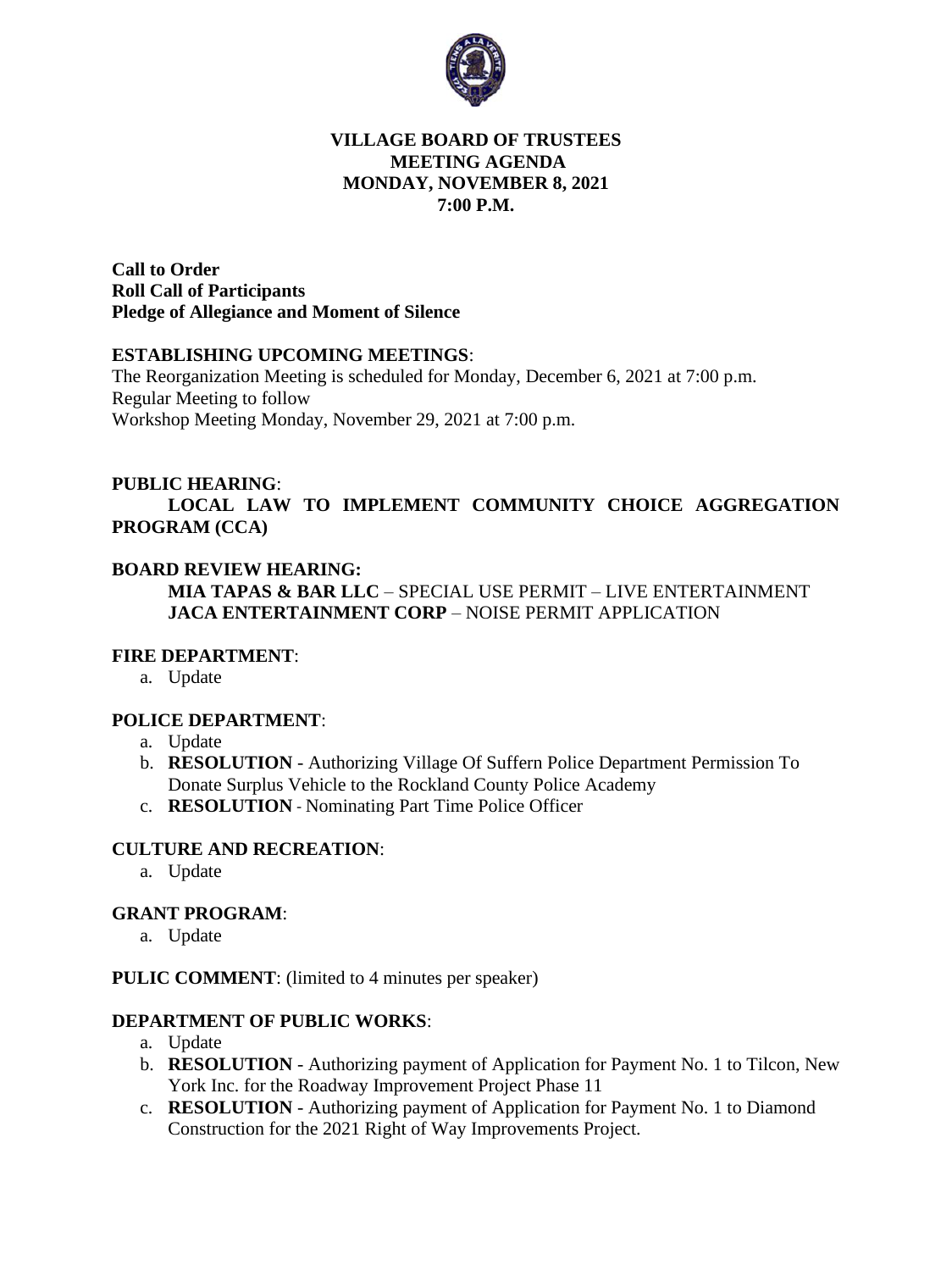**VILLAGE BOARD OF TRUSTEES**
**MEETING AGENDA**
**MONDAY, NOVEMBER 8, 2021**
**7:00 P.M.**

**Call to Order**
**Roll Call of Participants**
**Pledge of Allegiance and Moment of Silence**

**ESTABLISHING UPCOMING MEETINGS**:
The Reorganization Meeting is scheduled for Monday, December 6, 2021 at 7:00 p.m.
Regular Meeting to follow
Workshop Meeting Monday, November 29, 2021 at 7:00 p.m.

**PUBLIC HEARING**:
**LOCAL LAW TO IMPLEMENT COMMUNITY CHOICE AGGREGATION PROGRAM (CCA)**

**BOARD REVIEW HEARING:**
**MIA TAPAS & BAR LLC** – SPECIAL USE PERMIT – LIVE ENTERTAINMENT
**JACA ENTERTAINMENT CORP** – NOISE PERMIT APPLICATION

**FIRE DEPARTMENT**:

a. Update

**POLICE DEPARTMENT**:

a. Update
b. **RESOLUTION** - Authorizing Village Of Suffern Police Department Permission To Donate Surplus Vehicle to the Rockland County Police Academy
c. **RESOLUTION** - Nominating Part Time Police Officer

**CULTURE AND RECREATION**:

a. Update

**GRANT PROGRAM**:

a. Update

**PULIC COMMENT**: (limited to 4 minutes per speaker)

**DEPARTMENT OF PUBLIC WORKS**:

a. Update
b. **RESOLUTION** - Authorizing payment of Application for Payment No. 1 to Tilcon, New York Inc. for the Roadway Improvement Project Phase 11
c. **RESOLUTION** - Authorizing payment of Application for Payment No. 1 to Diamond Construction for the 2021 Right of Way Improvements Project.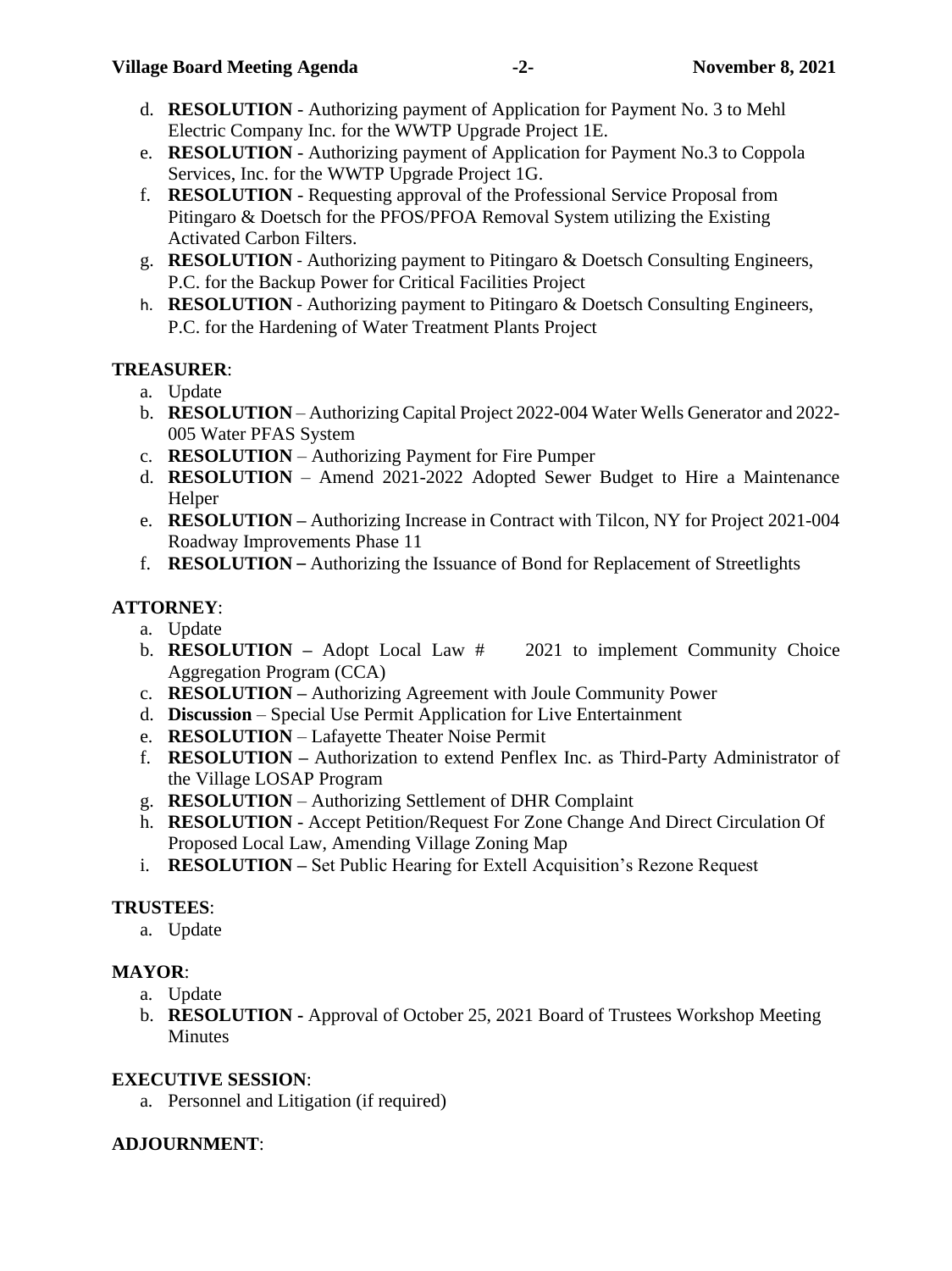d. **RESOLUTION** - Authorizing payment of Application for Payment No. 3 to Mehl Electric Company Inc. for the WWTP Upgrade Project 1E.
e. **RESOLUTION** - Authorizing payment of Application for Payment No.3 to Coppola Services, Inc. for the WWTP Upgrade Project 1G.
f. **RESOLUTION** - Requesting approval of the Professional Service Proposal from Pitingaro & Doetsch for the PFOS/PFOA Removal System utilizing the Existing Activated Carbon Filters.
g. **RESOLUTION** - Authorizing payment to Pitingaro & Doetsch Consulting Engineers, P.C. for the Backup Power for Critical Facilities Project
h. **RESOLUTION** - Authorizing payment to Pitingaro & Doetsch Consulting Engineers, P.C. for the Hardening of Water Treatment Plants Project

**TREASURER**:

a. Update
b. **RESOLUTION** – Authorizing Capital Project 2022-004 Water Wells Generator and 2022-005 Water PFAS System
c. **RESOLUTION** – Authorizing Payment for Fire Pumper
d. **RESOLUTION** – Amend 2021-2022 Adopted Sewer Budget to Hire a Maintenance Helper
e. **RESOLUTION –** Authorizing Increase in Contract with Tilcon, NY for Project 2021-004 Roadway Improvements Phase 11
f. **RESOLUTION –** Authorizing the Issuance of Bond for Replacement of Streetlights

**ATTORNEY**:

a. Update
b. **RESOLUTION –** Adopt Local Law #      2021 to implement Community Choice Aggregation Program (CCA)
c. **RESOLUTION –** Authorizing Agreement with Joule Community Power
d. **Discussion** – Special Use Permit Application for Live Entertainment
e. **RESOLUTION** – Lafayette Theater Noise Permit
f. **RESOLUTION –** Authorization to extend Penflex Inc. as Third-Party Administrator of the Village LOSAP Program
g. **RESOLUTION** – Authorizing Settlement of DHR Complaint
h. **RESOLUTION** - Accept Petition/Request For Zone Change And Direct Circulation Of Proposed Local Law, Amending Village Zoning Map
i. **RESOLUTION –** Set Public Hearing for Extell Acquisition's Rezone Request

**TRUSTEES**:

a. Update

**MAYOR**:

a. Update
b. **RESOLUTION -** Approval of October 25, 2021 Board of Trustees Workshop Meeting Minutes

**EXECUTIVE SESSION**:

a. Personnel and Litigation (if required)

**ADJOURNMENT**: